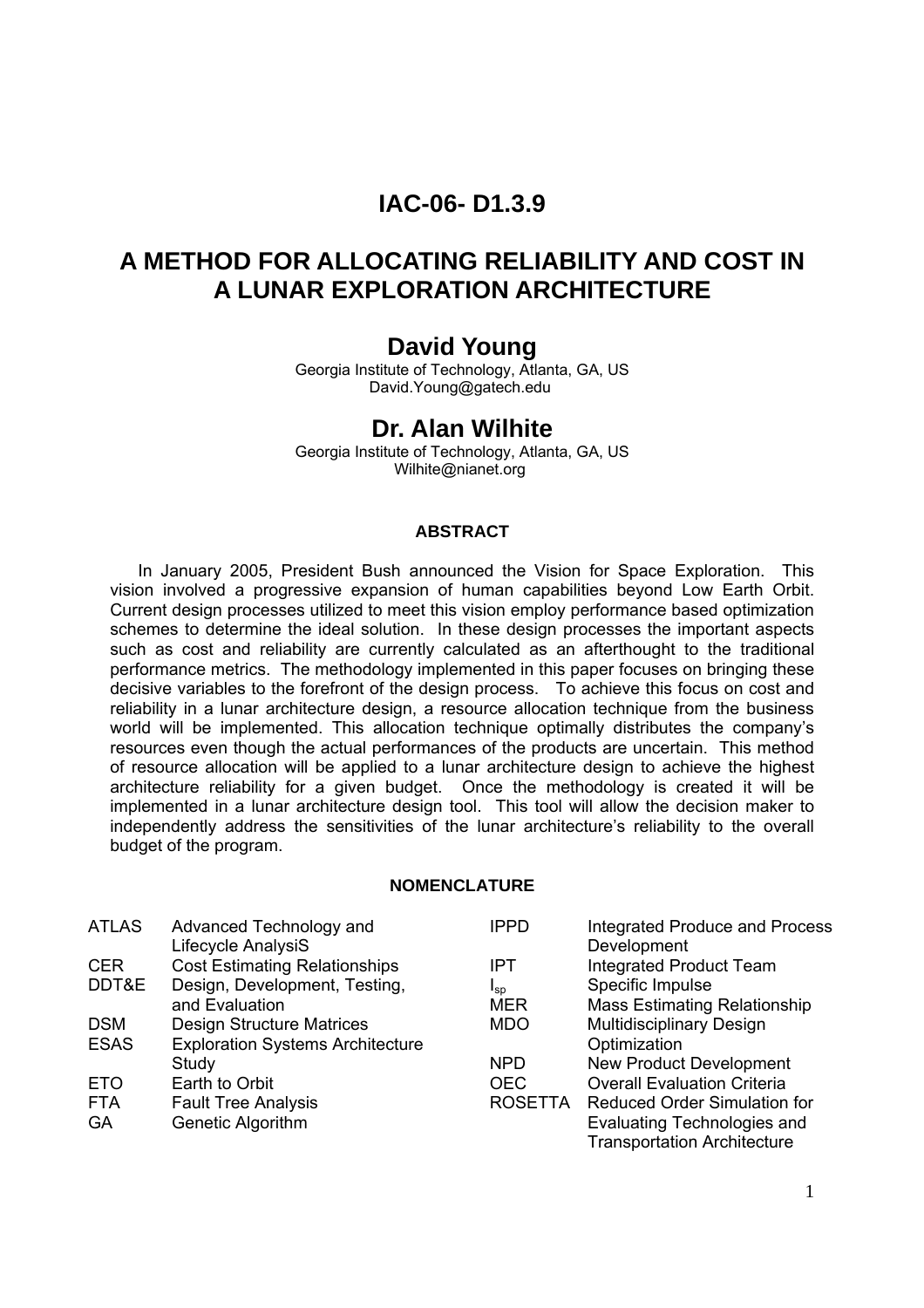# IAC-06- D1.3.9

# A METHOD FOR ALLOCATING RELIABILITY AND COST IN A LUNAR EXPLORATION ARCHITECTURE

## David Young

Georgia Institute of Technology, Atlanta, GA, US
David.Young@gatech.edu

## Dr. Alan Wilhite

Georgia Institute of Technology, Atlanta, GA, US
Wilhite@nianet.org

### ABSTRACT

In January 2005, President Bush announced the Vision for Space Exploration. This vision involved a progressive expansion of human capabilities beyond Low Earth Orbit. Current design processes utilized to meet this vision employ performance based optimization schemes to determine the ideal solution. In these design processes the important aspects such as cost and reliability are currently calculated as an afterthought to the traditional performance metrics. The methodology implemented in this paper focuses on bringing these decisive variables to the forefront of the design process. To achieve this focus on cost and reliability in a lunar architecture design, a resource allocation technique from the business world will be implemented. This allocation technique optimally distributes the company's resources even though the actual performances of the products are uncertain. This method of resource allocation will be applied to a lunar architecture design to achieve the highest architecture reliability for a given budget. Once the methodology is created it will be implemented in a lunar architecture design tool. This tool will allow the decision maker to independently address the sensitivities of the lunar architecture's reliability to the overall budget of the program.

### NOMENCLATURE

| | |
|---|---|
| ATLAS | Advanced Technology and Lifecycle AnalysiS |
| CER | Cost Estimating Relationships |
| DDT&E | Design, Development, Testing, and Evaluation |
| DSM | Design Structure Matrices |
| ESAS | Exploration Systems Architecture Study |
| ETO | Earth to Orbit |
| FTA | Fault Tree AnalysiS |
| GA | Genetic Algorithm |
| IPPD | Integrated Produce and Process Development |
| IPT | Integrated Product Team |
| $I_{sp}$ | Specific Impulse |
| MER | Mass Estimating Relationship |
| MDO | Multidisciplinary Design Optimization |
| NPD | New Product Development |
| OEC | Overall Evaluation Criteria |
| ROSETTA | Reduced Order Simulation for Evaluating Technologies and Transportation Architecture |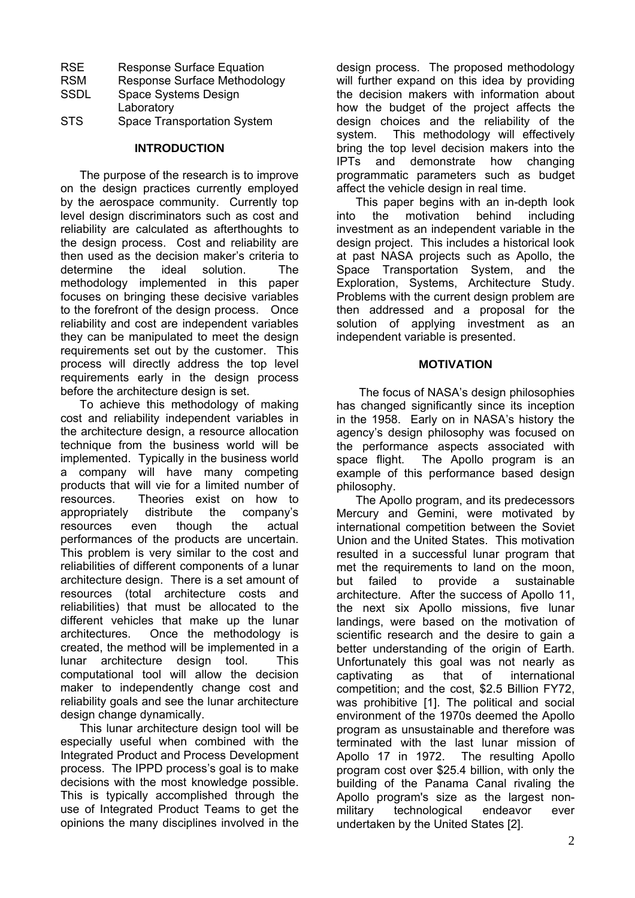| RSE | Response Surface Equation |
| --- | --- |
| RSM | Response Surface Methodology |
| SSDL | Space Systems Design Laboratory |
| STS | Space Transportation System |

## INTRODUCTION

The purpose of the research is to improve on the design practices currently employed by the aerospace community. Currently top level design discriminators such as cost and reliability are calculated as afterthoughts to the design process. Cost and reliability are then used as the decision maker's criteria to determine the ideal solution. The methodology implemented in this paper focuses on bringing these decisive variables to the forefront of the design process. Once reliability and cost are independent variables they can be manipulated to meet the design requirements set out by the customer. This process will directly address the top level requirements early in the design process before the architecture design is set.

To achieve this methodology of making cost and reliability independent variables in the architecture design, a resource allocation technique from the business world will be implemented. Typically in the business world a company will have many competing products that will vie for a limited number of resources. Theories exist on how to appropriately distribute the company's resources even though the actual performances of the products are uncertain. This problem is very similar to the cost and reliabilities of different components of a lunar architecture design. There is a set amount of resources (total architecture costs and reliabilities) that must be allocated to the different vehicles that make up the lunar architectures. Once the methodology is created, the method will be implemented in a lunar architecture design tool. This computational tool will allow the decision maker to independently change cost and reliability goals and see the lunar architecture design change dynamically.

This lunar architecture design tool will be especially useful when combined with the Integrated Product and Process Development process. The IPPD process's goal is to make decisions with the most knowledge possible. This is typically accomplished through the use of Integrated Product Teams to get the opinions the many disciplines involved in the design process. The proposed methodology will further expand on this idea by providing the decision makers with information about how the budget of the project affects the design choices and the reliability of the system. This methodology will effectively bring the top level decision makers into the IPTs and demonstrate how changing programmatic parameters such as budget affect the vehicle design in real time.

This paper begins with an in-depth look into the motivation behind including investment as an independent variable in the design project. This includes a historical look at past NASA projects such as Apollo, the Space Transportation System, and the Exploration, Systems, Architecture Study. Problems with the current design problem are then addressed and a proposal for the solution of applying investment as an independent variable is presented.

## MOTIVATION

The focus of NASA's design philosophies has changed significantly since its inception in the 1958. Early on in NASA's history the agency's design philosophy was focused on the performance aspects associated with space flight. The Apollo program is an example of this performance based design philosophy.

The Apollo program, and its predecessors Mercury and Gemini, were motivated by international competition between the Soviet Union and the United States. This motivation resulted in a successful lunar program that met the requirements to land on the moon, but failed to provide a sustainable architecture. After the success of Apollo 11, the next six Apollo missions, five lunar landings, were based on the motivation of scientific research and the desire to gain a better understanding of the origin of Earth. Unfortunately this goal was not nearly as captivating as that of international competition; and the cost, $2.5 Billion FY72, was prohibitive [1]. The political and social environment of the 1970s deemed the Apollo program as unsustainable and therefore was terminated with the last lunar mission of Apollo 17 in 1972. The resulting Apollo program cost over $25.4 billion, with only the building of the Panama Canal rivaling the Apollo program's size as the largest non-military technological endeavor ever undertaken by the United States [2].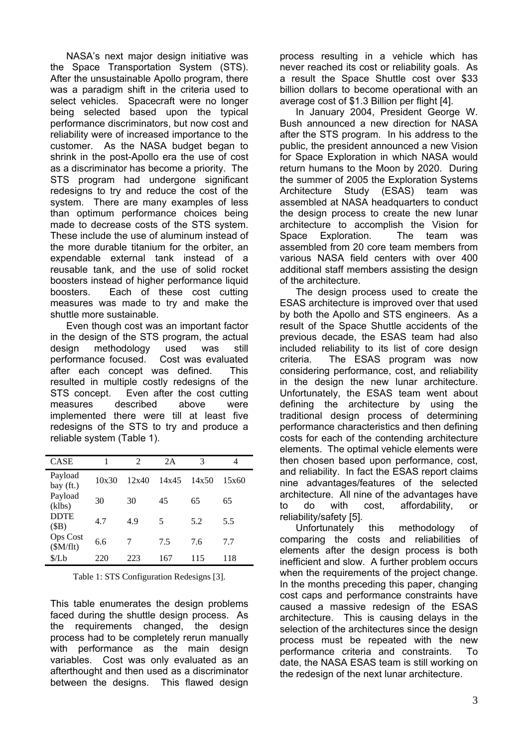NASA's next major design initiative was the Space Transportation System (STS). After the unsustainable Apollo program, there was a paradigm shift in the criteria used to select vehicles. Spacecraft were no longer being selected based upon the typical performance discriminators, but now cost and reliability were of increased importance to the customer. As the NASA budget began to shrink in the post-Apollo era the use of cost as a discriminator has become a priority. The STS program had undergone significant redesigns to try and reduce the cost of the system. There are many examples of less than optimum performance choices being made to decrease costs of the STS system. These include the use of aluminum instead of the more durable titanium for the orbiter, an expendable external tank instead of a reusable tank, and the use of solid rocket boosters instead of higher performance liquid boosters. Each of these cost cutting measures was made to try and make the shuttle more sustainable.

Even though cost was an important factor in the design of the STS program, the actual design methodology used was still performance focused. Cost was evaluated after each concept was defined. This resulted in multiple costly redesigns of the STS concept. Even after the cost cutting measures described above were implemented there were till at least five redesigns of the STS to try and produce a reliable system (Table 1).

| CASE | 1 | 2 | 2A | 3 | 4 |
|---|---|---|---|---|---|
| Payload bay (ft.) | 10x30 | 12x40 | 14x45 | 14x50 | 15x60 |
| Payload (klbs) | 30 | 30 | 45 | 65 | 65 |
| DDTE ($B) | 4.7 | 4.9 | 5 | 5.2 | 5.5 |
| Ops Cost ($M/flt) | 6.6 | 7 | 7.5 | 7.6 | 7.7 |
| $/Lb | 220 | 223 | 167 | 115 | 118 |

Table 1: STS Configuration Redesigns [3].

This table enumerates the design problems faced during the shuttle design process. As the requirements changed, the design process had to be completely rerun manually with performance as the main design variables. Cost was only evaluated as an afterthought and then used as a discriminator between the designs. This flawed design process resulting in a vehicle which has never reached its cost or reliability goals. As a result the Space Shuttle cost over $33 billion dollars to become operational with an average cost of $1.3 Billion per flight [4].

In January 2004, President George W. Bush announced a new direction for NASA after the STS program. In his address to the public, the president announced a new Vision for Space Exploration in which NASA would return humans to the Moon by 2020. During the summer of 2005 the Exploration Systems Architecture Study (ESAS) team was assembled at NASA headquarters to conduct the design process to create the new lunar architecture to accomplish the Vision for Space Exploration. The team was assembled from 20 core team members from various NASA field centers with over 400 additional staff members assisting the design of the architecture.

The design process used to create the ESAS architecture is improved over that used by both the Apollo and STS engineers. As a result of the Space Shuttle accidents of the previous decade, the ESAS team had also included reliability to its list of core design criteria. The ESAS program was now considering performance, cost, and reliability in the design the new lunar architecture. Unfortunately, the ESAS team went about defining the architecture by using the traditional design process of determining performance characteristics and then defining costs for each of the contending architecture elements. The optimal vehicle elements were then chosen based upon performance, cost, and reliability. In fact the ESAS report claims nine advantages/features of the selected architecture. All nine of the advantages have to do with cost, affordability, or reliability/safety [5].

Unfortunately this methodology of comparing the costs and reliabilities of elements after the design process is both inefficient and slow. A further problem occurs when the requirements of the project change. In the months preceding this paper, changing cost caps and performance constraints have caused a massive redesign of the ESAS architecture. This is causing delays in the selection of the architectures since the design process must be repeated with the new performance criteria and constraints. To date, the NASA ESAS team is still working on the redesign of the next lunar architecture.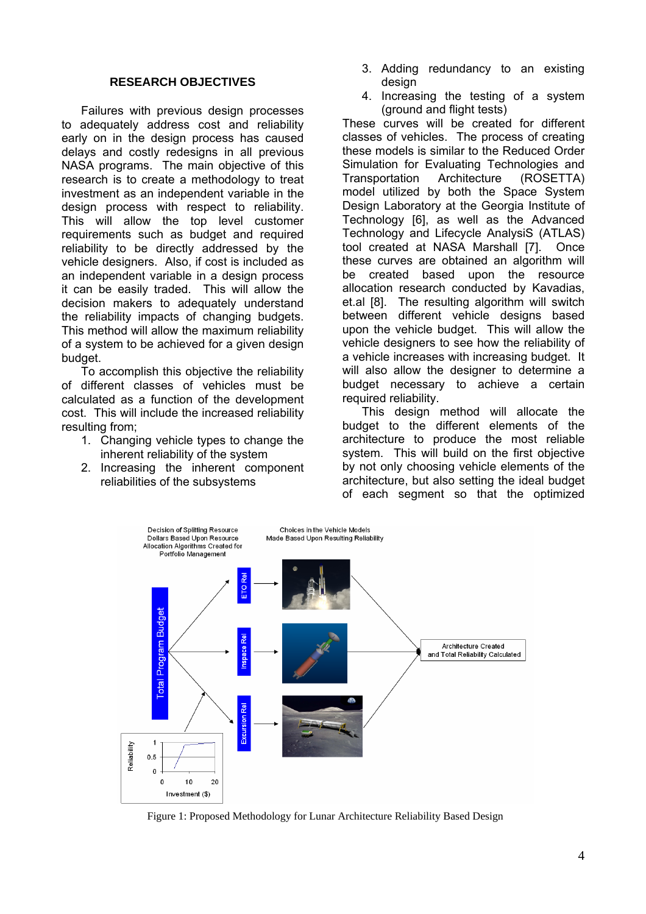## RESEARCH OBJECTIVES

Failures with previous design processes to adequately address cost and reliability early on in the design process has caused delays and costly redesigns in all previous NASA programs. The main objective of this research is to create a methodology to treat investment as an independent variable in the design process with respect to reliability. This will allow the top level customer requirements such as budget and required reliability to be directly addressed by the vehicle designers. Also, if cost is included as an independent variable in a design process it can be easily traded. This will allow the decision makers to adequately understand the reliability impacts of changing budgets. This method will allow the maximum reliability of a system to be achieved for a given design budget.

To accomplish this objective the reliability of different classes of vehicles must be calculated as a function of the development cost. This will include the increased reliability resulting from;

1. Changing vehicle types to change the inherent reliability of the system
2. Increasing the inherent component reliabilities of the subsystems
3. Adding redundancy to an existing design
4. Increasing the testing of a system (ground and flight tests)

These curves will be created for different classes of vehicles. The process of creating these models is similar to the Reduced Order Simulation for Evaluating Technologies and Transportation Architecture (ROSETTA) model utilized by both the Space System Design Laboratory at the Georgia Institute of Technology [6], as well as the Advanced Technology and Lifecycle AnalysiS (ATLAS) tool created at NASA Marshall [7]. Once these curves are obtained an algorithm will be created based upon the resource allocation research conducted by Kavadias, et.al [8]. The resulting algorithm will switch between different vehicle designs based upon the vehicle budget. This will allow the vehicle designers to see how the reliability of a vehicle increases with increasing budget. It will also allow the designer to determine a budget necessary to achieve a certain required reliability.

This design method will allocate the budget to the different elements of the architecture to produce the most reliable system. This will build on the first objective by not only choosing vehicle elements of the architecture, but also setting the ideal budget of each segment so that the optimized

Figure 1: Proposed Methodology for Lunar Architecture Reliability Based Design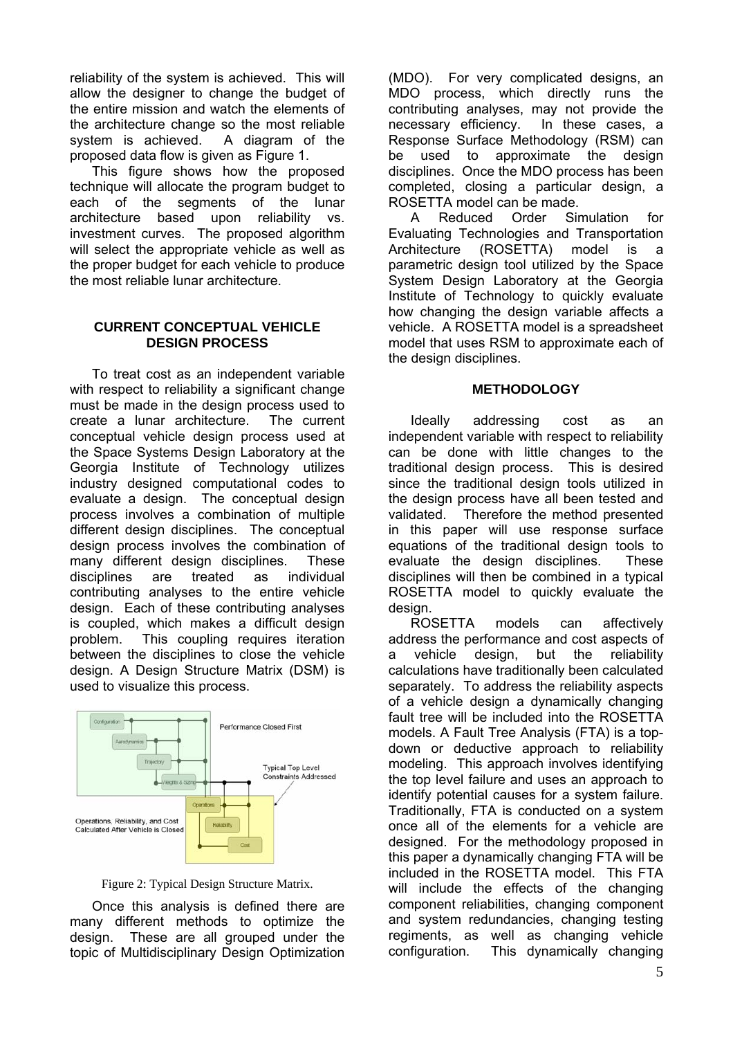reliability of the system is achieved. This will allow the designer to change the budget of the entire mission and watch the elements of the architecture change so the most reliable system is achieved. A diagram of the proposed data flow is given as Figure 1.

This figure shows how the proposed technique will allocate the program budget to each of the segments of the lunar architecture based upon reliability vs. investment curves. The proposed algorithm will select the appropriate vehicle as well as the proper budget for each vehicle to produce the most reliable lunar architecture.

## CURRENT CONCEPTUAL VEHICLE DESIGN PROCESS

To treat cost as an independent variable with respect to reliability a significant change must be made in the design process used to create a lunar architecture. The current conceptual vehicle design process used at the Space Systems Design Laboratory at the Georgia Institute of Technology utilizes industry designed computational codes to evaluate a design. The conceptual design process involves a combination of multiple different design disciplines. The conceptual design process involves the combination of many different design disciplines. These disciplines are treated as individual contributing analyses to the entire vehicle design. Each of these contributing analyses is coupled, which makes a difficult design problem. This coupling requires iteration between the disciplines to close the vehicle design. A Design Structure Matrix (DSM) is used to visualize this process.

Figure 2: Typical Design Structure Matrix.

Once this analysis is defined there are many different methods to optimize the design. These are all grouped under the topic of Multidisciplinary Design Optimization (MDO). For very complicated designs, an MDO process, which directly runs the contributing analyses, may not provide the necessary efficiency. In these cases, a Response Surface Methodology (RSM) can be used to approximate the design disciplines. Once the MDO process has been completed, closing a particular design, a ROSETTA model can be made.

A Reduced Order Simulation for Evaluating Technologies and Transportation Architecture (ROSETTA) model is a parametric design tool utilized by the Space System Design Laboratory at the Georgia Institute of Technology to quickly evaluate how changing the design variable affects a vehicle. A ROSETTA model is a spreadsheet model that uses RSM to approximate each of the design disciplines.

## METHODOLOGY

Ideally addressing cost as an independent variable with respect to reliability can be done with little changes to the traditional design process. This is desired since the traditional design tools utilized in the design process have all been tested and validated. Therefore the method presented in this paper will use response surface equations of the traditional design tools to evaluate the design disciplines. These disciplines will then be combined in a typical ROSETTA model to quickly evaluate the design.

ROSETTA models can affectively address the performance and cost aspects of a vehicle design, but the reliability calculations have traditionally been calculated separately. To address the reliability aspects of a vehicle design a dynamically changing fault tree will be included into the ROSETTA models. A Fault Tree Analysis (FTA) is a top-down or deductive approach to reliability modeling. This approach involves identifying the top level failure and uses an approach to identify potential causes for a system failure. Traditionally, FTA is conducted on a system once all of the elements for a vehicle are designed. For the methodology proposed in this paper a dynamically changing FTA will be included in the ROSETTA model. This FTA will include the effects of the changing component reliabilities, changing component and system redundancies, changing testing regiments, as well as changing vehicle configuration. This dynamically changing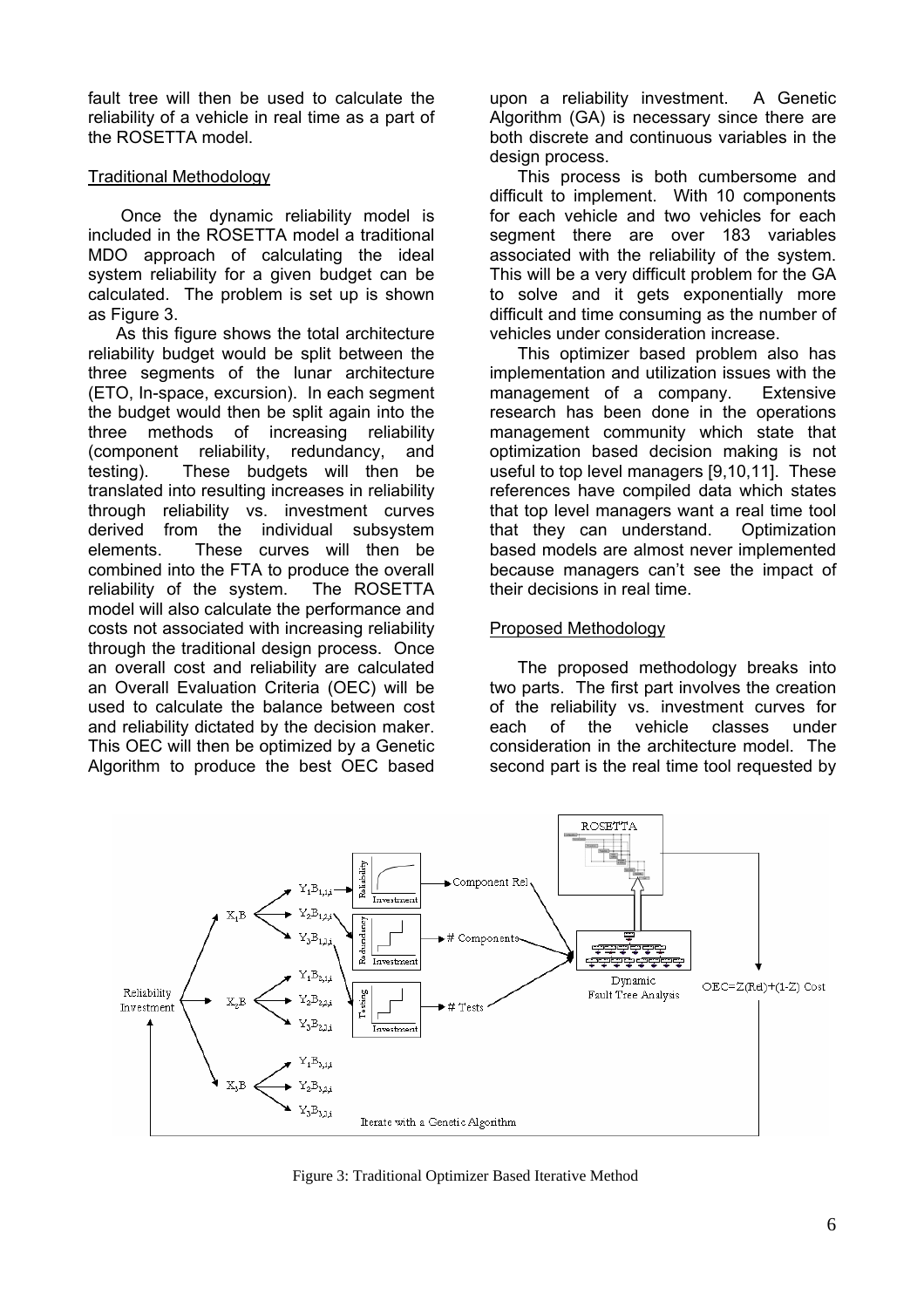fault tree will then be used to calculate the reliability of a vehicle in real time as a part of the ROSETTA model.

### Traditional Methodology

Once the dynamic reliability model is included in the ROSETTA model a traditional MDO approach of calculating the ideal system reliability for a given budget can be calculated. The problem is set up is shown as Figure 3.

As this figure shows the total architecture reliability budget would be split between the three segments of the lunar architecture (ETO, In-space, excursion). In each segment the budget would then be split again into the three methods of increasing reliability (component reliability, redundancy, and testing). These budgets will then be translated into resulting increases in reliability through reliability vs. investment curves derived from the individual subsystem elements. These curves will then be combined into the FTA to produce the overall reliability of the system. The ROSETTA model will also calculate the performance and costs not associated with increasing reliability through the traditional design process. Once an overall cost and reliability are calculated an Overall Evaluation Criteria (OEC) will be used to calculate the balance between cost and reliability dictated by the decision maker. This OEC will then be optimized by a Genetic Algorithm to produce the best OEC based upon a reliability investment. A Genetic Algorithm (GA) is necessary since there are both discrete and continuous variables in the design process.

This process is both cumbersome and difficult to implement. With 10 components for each vehicle and two vehicles for each segment there are over 183 variables associated with the reliability of the system. This will be a very difficult problem for the GA to solve and it gets exponentially more difficult and time consuming as the number of vehicles under consideration increase.

This optimizer based problem also has implementation and utilization issues with the management of a company. Extensive research has been done in the operations management community which state that optimization based decision making is not useful to top level managers [9,10,11]. These references have compiled data which states that top level managers want a real time tool that they can understand. Optimization based models are almost never implemented because managers can't see the impact of their decisions in real time.

### Proposed Methodology

The proposed methodology breaks into two parts. The first part involves the creation of the reliability vs. investment curves for each of the vehicle classes under consideration in the architecture model. The second part is the real time tool requested by

Figure 3: Traditional Optimizer Based Iterative Method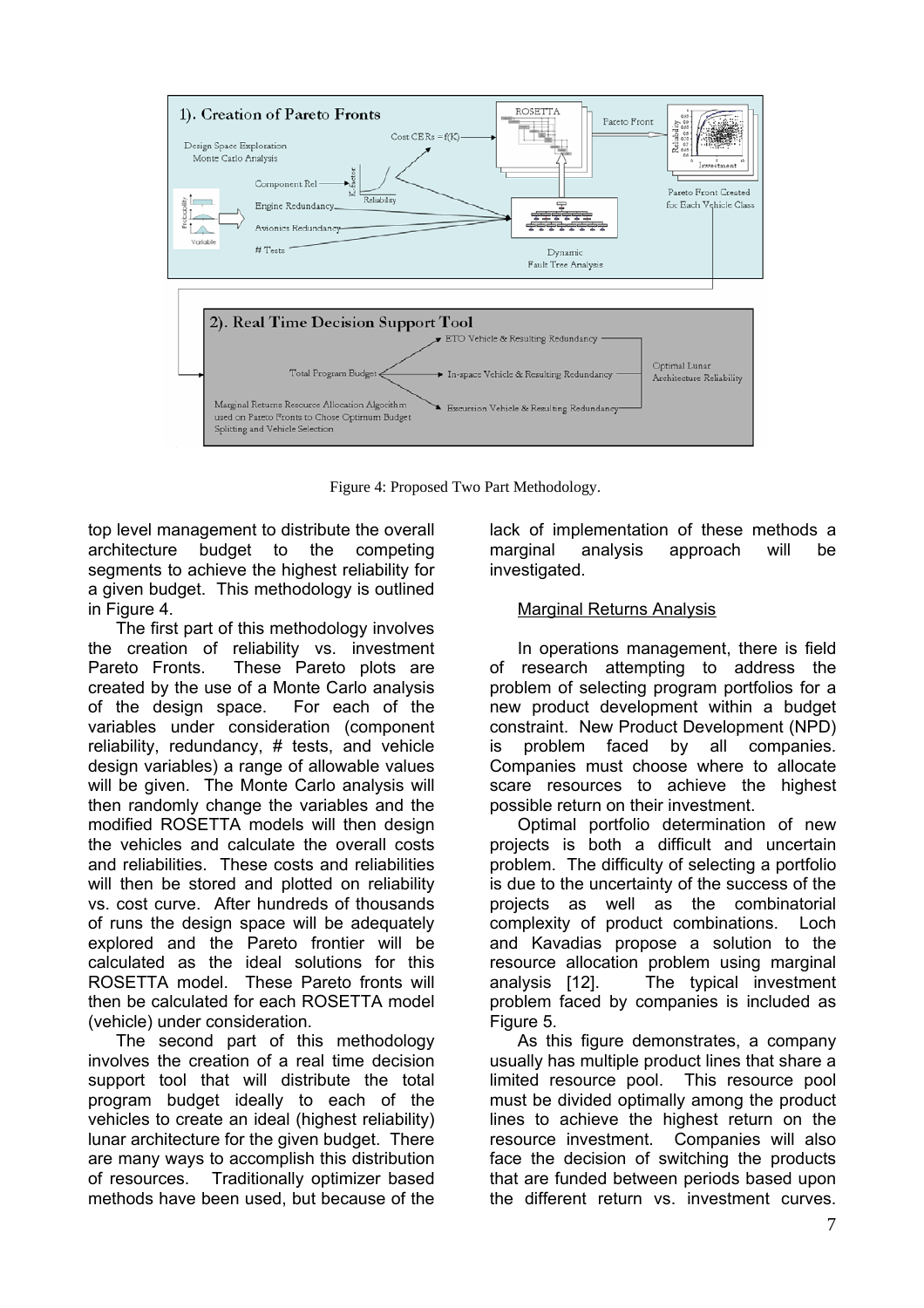Figure 4: Proposed Two Part Methodology.

top level management to distribute the overall architecture budget to the competing segments to achieve the highest reliability for a given budget. This methodology is outlined in Figure 4.

The first part of this methodology involves the creation of reliability vs. investment Pareto Fronts. These Pareto plots are created by the use of a Monte Carlo analysis of the design space. For each of the variables under consideration (component reliability, redundancy, # tests, and vehicle design variables) a range of allowable values will be given. The Monte Carlo analysis will then randomly change the variables and the modified ROSETTA models will then design the vehicles and calculate the overall costs and reliabilities. These costs and reliabilities will then be stored and plotted on reliability vs. cost curve. After hundreds of thousands of runs the design space will be adequately explored and the Pareto frontier will be calculated as the ideal solutions for this ROSETTA model. These Pareto fronts will then be calculated for each ROSETTA model (vehicle) under consideration.

The second part of this methodology involves the creation of a real time decision support tool that will distribute the total program budget ideally to each of the vehicles to create an ideal (highest reliability) lunar architecture for the given budget. There are many ways to accomplish this distribution of resources. Traditionally optimizer based methods have been used, but because of the lack of implementation of these methods a marginal analysis approach will be investigated.

### Marginal Returns Analysis

In operations management, there is field of research attempting to address the problem of selecting program portfolios for a new product development within a budget constraint. New Product Development (NPD) is problem faced by all companies. Companies must choose where to allocate scare resources to achieve the highest possible return on their investment.

Optimal portfolio determination of new projects is both a difficult and uncertain problem. The difficulty of selecting a portfolio is due to the uncertainty of the success of the projects as well as the combinatorial complexity of product combinations. Loch and Kavadias propose a solution to the resource allocation problem using marginal analysis [12]. The typical investment problem faced by companies is included as Figure 5.

As this figure demonstrates, a company usually has multiple product lines that share a limited resource pool. This resource pool must be divided optimally among the product lines to achieve the highest return on the resource investment. Companies will also face the decision of switching the products that are funded between periods based upon the different return vs. investment curves.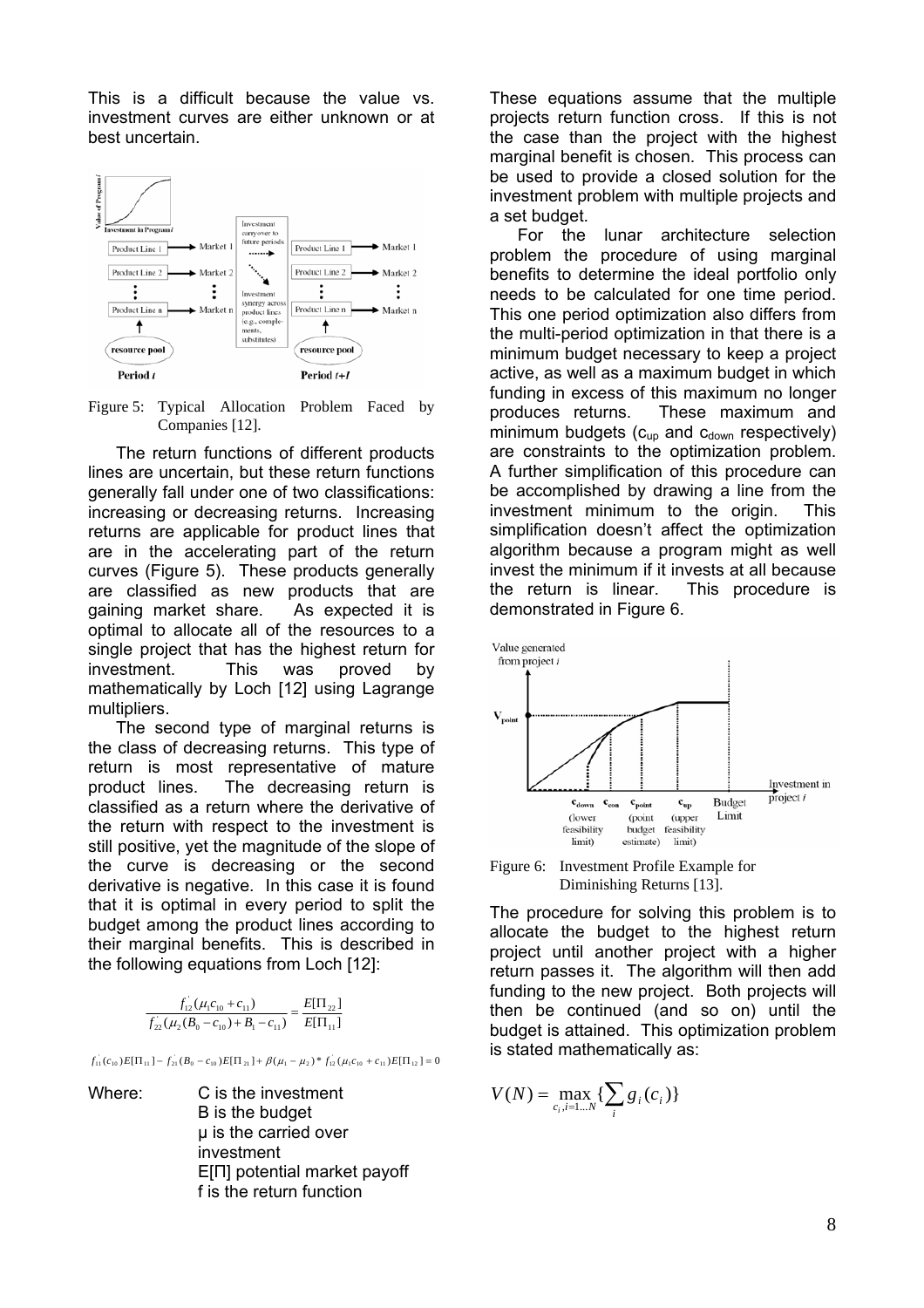This is a difficult because the value vs. investment curves are either unknown or at best uncertain.

Figure 5: Typical Allocation Problem Faced by Companies [12].

The return functions of different products lines are uncertain, but these return functions generally fall under one of two classifications: increasing or decreasing returns. Increasing returns are applicable for product lines that are in the accelerating part of the return curves (Figure 5). These products generally are classified as new products that are gaining market share. As expected it is optimal to allocate all of the resources to a single project that has the highest return for investment. This was proved by mathematically by Loch [12] using Lagrange multipliers.

The second type of marginal returns is the class of decreasing returns. This type of return is most representative of mature product lines. The decreasing return is classified as a return where the derivative of the return with respect to the investment is still positive, yet the magnitude of the slope of the curve is decreasing or the second derivative is negative. In this case it is found that it is optimal in every period to split the budget among the product lines according to their marginal benefits. This is described in the following equations from Loch [12]:

$$\frac{f_{12}'(\mu_1 c_{10} + c_{11})}{f_{22}'(\mu_2(B_0 - c_{10}) + B_1 - c_{11})} = \frac{E[\Pi_{22}]}{E[\Pi_{11}]}$$

$$f_{11}'(c_{10})E[\Pi_{11}] - f_{21}'(B_0 - c_{10})E[\Pi_{21}] + \beta(\mu_1 - \mu_2) * f_{12}'(\mu_1 c_{10} + c_{11})E[\Pi_{12}] = 0$$

Where:
- C is the investment
- B is the budget
- μ is the carried over investment
- E[Π] potential market payoff
- f is the return function

These equations assume that the multiple projects return function cross. If this is not the case than the project with the highest marginal benefit is chosen. This process can be used to provide a closed solution for the investment problem with multiple projects and a set budget.

For the lunar architecture selection problem the procedure of using marginal benefits to determine the ideal portfolio only needs to be calculated for one time period. This one period optimization also differs from the multi-period optimization in that there is a minimum budget necessary to keep a project active, as well as a maximum budget in which funding in excess of this maximum no longer produces returns. These maximum and minimum budgets ($c_{up}$ and $c_{down}$ respectively) are constraints to the optimization problem. A further simplification of this procedure can be accomplished by drawing a line from the investment minimum to the origin. This simplification doesn't affect the optimization algorithm because a program might as well invest the minimum if it invests at all because the return is linear. This procedure is demonstrated in Figure 6.

Figure 6: Investment Profile Example for Diminishing Returns [13].

The procedure for solving this problem is to allocate the budget to the highest return project until another project with a higher return passes it. The algorithm will then add funding to the new project. Both projects will then be continued (and so on) until the budget is attained. This optimization problem is stated mathematically as:

$$V(N) = \max_{c_i, i=1...N} \{\sum_i g_i(c_i)\}$$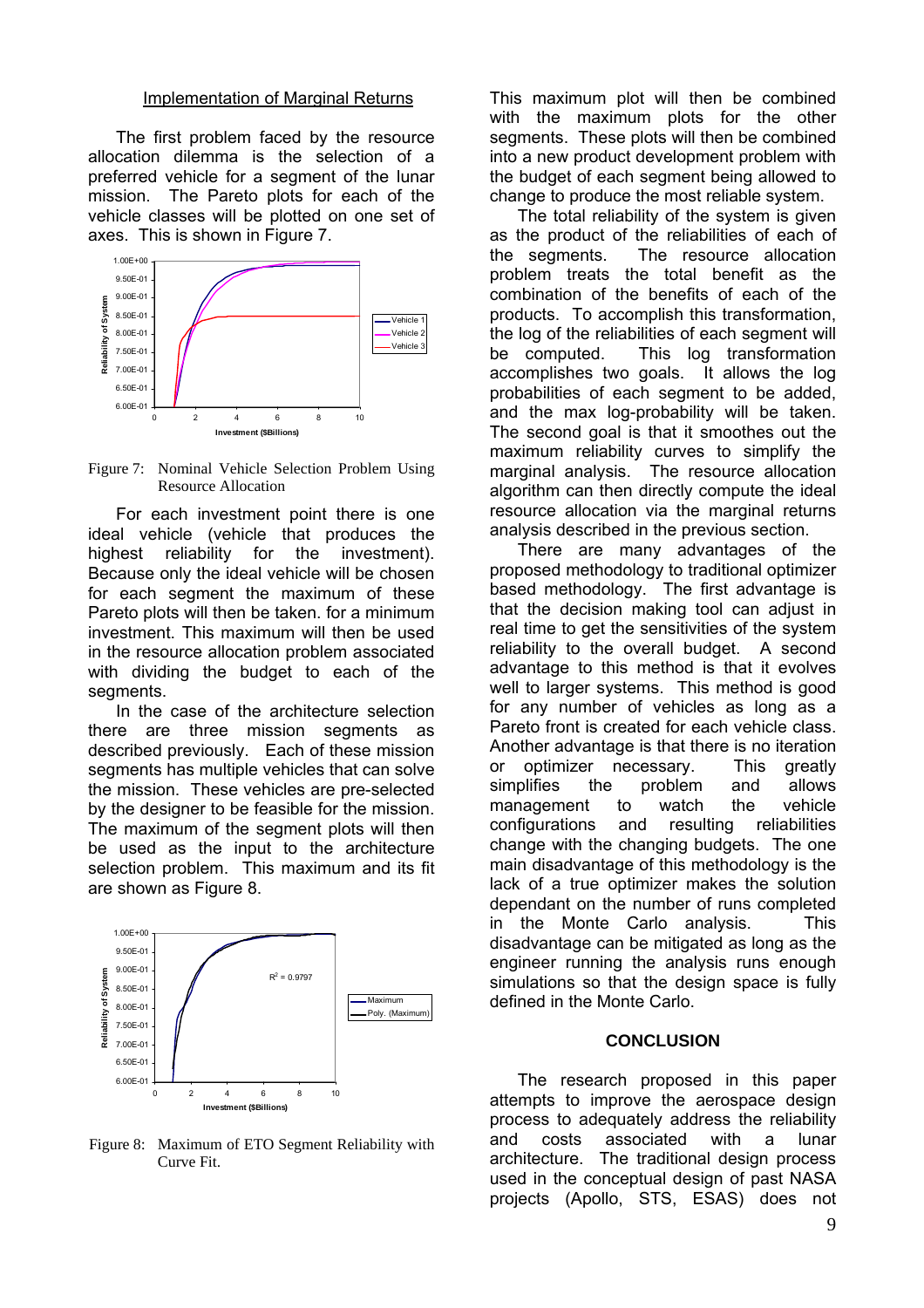### Implementation of Marginal Returns

The first problem faced by the resource allocation dilemma is the selection of a preferred vehicle for a segment of the lunar mission. The Pareto plots for each of the vehicle classes will be plotted on one set of axes. This is shown in Figure 7.

Figure 7: Nominal Vehicle Selection Problem Using Resource Allocation

For each investment point there is one ideal vehicle (vehicle that produces the highest reliability for the investment). Because only the ideal vehicle will be chosen for each segment the maximum of these Pareto plots will then be taken. for a minimum investment. This maximum will then be used in the resource allocation problem associated with dividing the budget to each of the segments.

In the case of the architecture selection there are three mission segments as described previously. Each of these mission segments has multiple vehicles that can solve the mission. These vehicles are pre-selected by the designer to be feasible for the mission. The maximum of the segment plots will then be used as the input to the architecture selection problem. This maximum and its fit are shown as Figure 8.

Figure 8: Maximum of ETO Segment Reliability with Curve Fit.

This maximum plot will then be combined with the maximum plots for the other segments. These plots will then be combined into a new product development problem with the budget of each segment being allowed to change to produce the most reliable system.

The total reliability of the system is given as the product of the reliabilities of each of the segments. The resource allocation problem treats the total benefit as the combination of the benefits of each of the products. To accomplish this transformation, the log of the reliabilities of each segment will be computed. This log transformation accomplishes two goals. It allows the log probabilities of each segment to be added, and the max log-probability will be taken. The second goal is that it smoothes out the maximum reliability curves to simplify the marginal analysis. The resource allocation algorithm can then directly compute the ideal resource allocation via the marginal returns analysis described in the previous section.

There are many advantages of the proposed methodology to traditional optimizer based methodology. The first advantage is that the decision making tool can adjust in real time to get the sensitivities of the system reliability to the overall budget. A second advantage to this method is that it evolves well to larger systems. This method is good for any number of vehicles as long as a Pareto front is created for each vehicle class. Another advantage is that there is no iteration or optimizer necessary. This greatly simplifies the problem and allows management to watch the vehicle configurations and resulting reliabilities change with the changing budgets. The one main disadvantage of this methodology is the lack of a true optimizer makes the solution dependant on the number of runs completed in the Monte Carlo analysis. This disadvantage can be mitigated as long as the engineer running the analysis runs enough simulations so that the design space is fully defined in the Monte Carlo.

## CONCLUSION

The research proposed in this paper attempts to improve the aerospace design process to adequately address the reliability and costs associated with a lunar architecture. The traditional design process used in the conceptual design of past NASA projects (Apollo, STS, ESAS) does not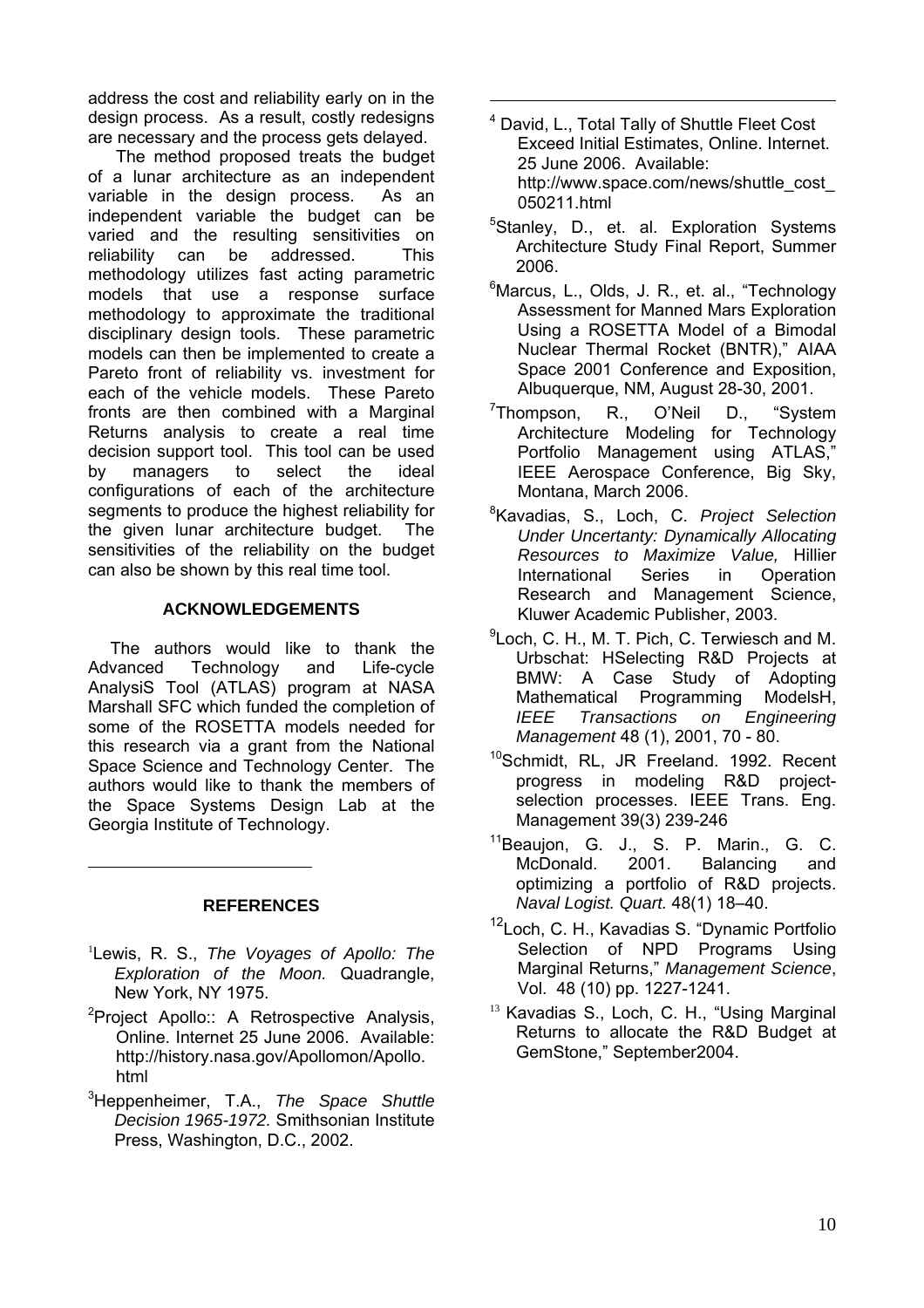address the cost and reliability early on in the design process. As a result, costly redesigns are necessary and the process gets delayed.

The method proposed treats the budget of a lunar architecture as an independent variable in the design process. As an independent variable the budget can be varied and the resulting sensitivities on reliability can be addressed. This methodology utilizes fast acting parametric models that use a response surface methodology to approximate the traditional disciplinary design tools. These parametric models can then be implemented to create a Pareto front of reliability vs. investment for each of the vehicle models. These Pareto fronts are then combined with a Marginal Returns analysis to create a real time decision support tool. This tool can be used by managers to select the ideal configurations of each of the architecture segments to produce the highest reliability for the given lunar architecture budget. The sensitivities of the reliability on the budget can also be shown by this real time tool.

## ACKNOWLEDGEMENTS

The authors would like to thank the Advanced Technology and Life-cycle AnalysiS Tool (ATLAS) program at NASA Marshall SFC which funded the completion of some of the ROSETTA models needed for this research via a grant from the National Space Science and Technology Center. The authors would like to thank the members of the Space Systems Design Lab at the Georgia Institute of Technology.

## REFERENCES

[1]Lewis, R. S., *The Voyages of Apollo: The Exploration of the Moon.* Quadrangle, New York, NY 1975.

[2]Project Apollo:: A Retrospective Analysis, Online. Internet 25 June 2006. Available: http://history.nasa.gov/Apollomon/Apollo.html

[3]Heppenheimer, T.A., *The Space Shuttle Decision 1965-1972.* Smithsonian Institute Press, Washington, D.C., 2002.

[4] David, L., Total Tally of Shuttle Fleet Cost Exceed Initial Estimates, Online. Internet. 25 June 2006. Available: http://www.space.com/news/shuttle_cost_050211.html

[5]Stanley, D., et. al. Exploration Systems Architecture Study Final Report, Summer 2006.

[6]Marcus, L., Olds, J. R., et. al., "Technology Assessment for Manned Mars Exploration Using a ROSETTA Model of a Bimodal Nuclear Thermal Rocket (BNTR)," AIAA Space 2001 Conference and Exposition, Albuquerque, NM, August 28-30, 2001.

[7]Thompson, R., O'Neil D., "System Architecture Modeling for Technology Portfolio Management using ATLAS," IEEE Aerospace Conference, Big Sky, Montana, March 2006.

[8]Kavadias, S., Loch, C. *Project Selection Under Uncertanty: Dynamically Allocating Resources to Maximize Value,* Hillier International Series in Operation Research and Management Science, Kluwer Academic Publisher, 2003.

[9]Loch, C. H., M. T. Pich, C. Terwiesch and M. Urbschat: HSelecting R&D Projects at BMW: A Case Study of Adopting Mathematical Programming ModelsH, *IEEE Transactions on Engineering Management* 48 (1), 2001, 70 - 80.

[10]Schmidt, RL, JR Freeland. 1992. Recent progress in modeling R&D project-selection processes. IEEE Trans. Eng. Management 39(3) 239-246

[11]Beaujon, G. J., S. P. Marin., G. C. McDonald. 2001. Balancing and optimizing a portfolio of R&D projects. *Naval Logist. Quart.* 48(1) 18–40.

[12]Loch, C. H., Kavadias S. "Dynamic Portfolio Selection of NPD Programs Using Marginal Returns," *Management Science*, Vol. 48 (10) pp. 1227-1241.

[13] Kavadias S., Loch, C. H., "Using Marginal Returns to allocate the R&D Budget at GemStone," September2004.